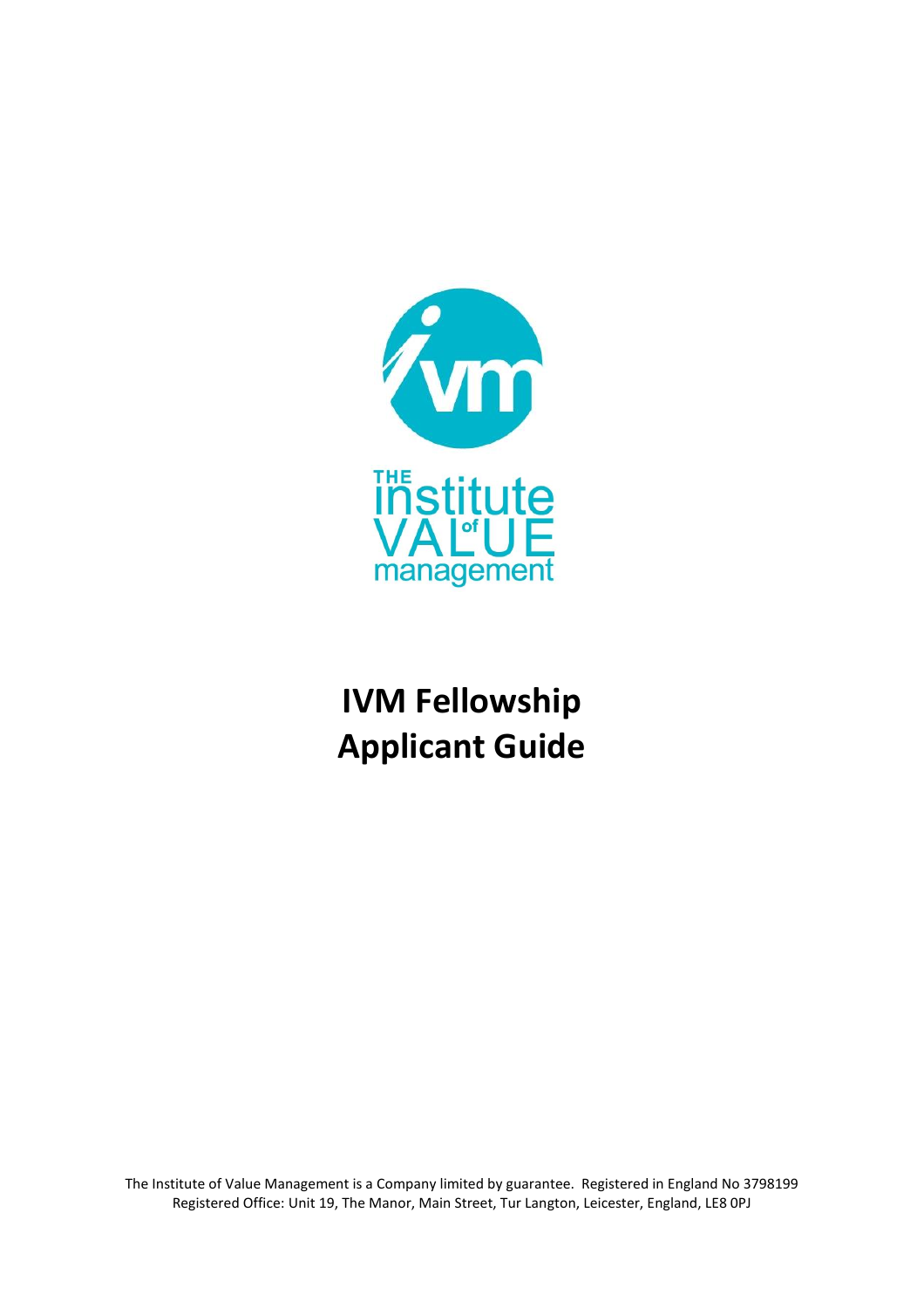# IVM Fellowship Applicant Guide

The Institute of Value Management is a Company limited by guarantee. Registered in England No 3798199
Registered Office: Unit 19, The Manor, Main Street, Tur Langton, Leicester, England, LE8 0PJ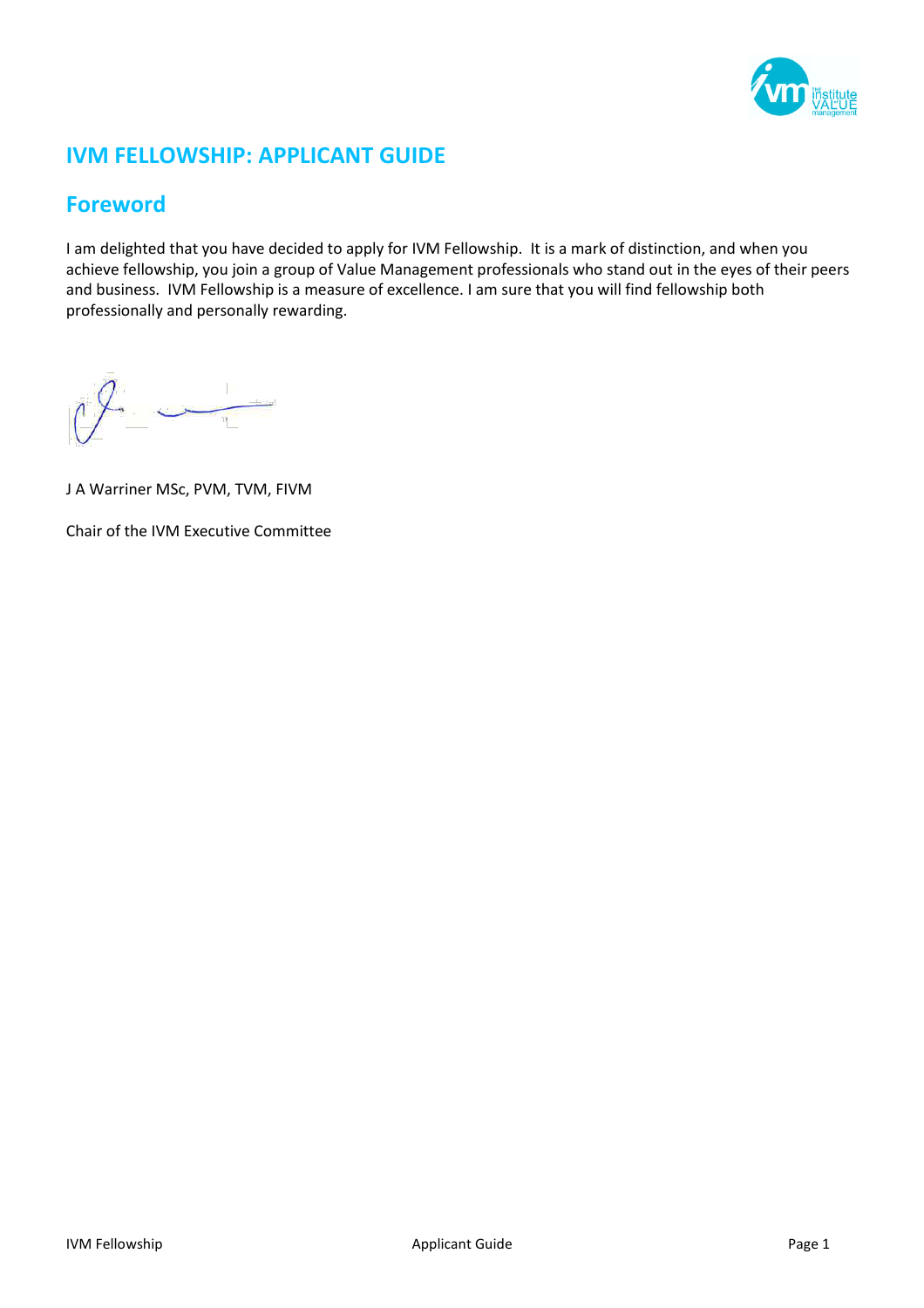# IVM FELLOWSHIP: APPLICANT GUIDE

## Foreword

I am delighted that you have decided to apply for IVM Fellowship. It is a mark of distinction, and when you achieve fellowship, you join a group of Value Management professionals who stand out in the eyes of their peers and business. IVM Fellowship is a measure of excellence. I am sure that you will find fellowship both professionally and personally rewarding.

J A Warriner MSc, PVM, TVM, FIVM

Chair of the IVM Executive Committee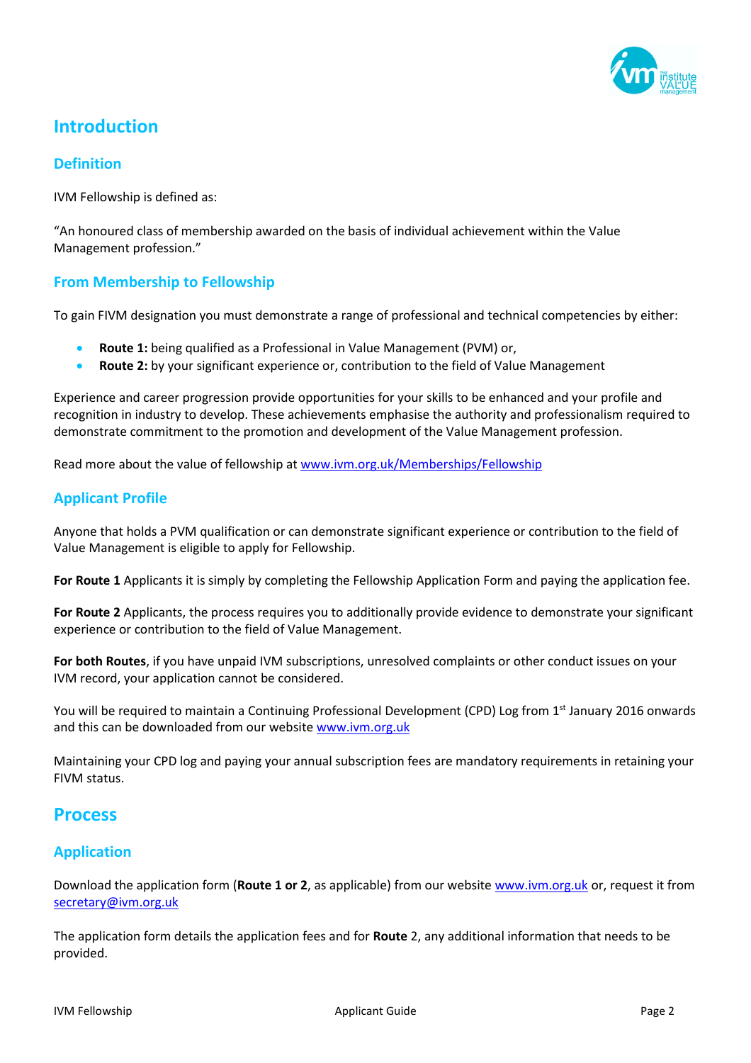# Introduction

## Definition

IVM Fellowship is defined as:

"An honoured class of membership awarded on the basis of individual achievement within the Value Management profession."

## From Membership to Fellowship

To gain FIVM designation you must demonstrate a range of professional and technical competencies by either:

- **Route 1:** being qualified as a Professional in Value Management (PVM) or,
- **Route 2:** by your significant experience or, contribution to the field of Value Management

Experience and career progression provide opportunities for your skills to be enhanced and your profile and recognition in industry to develop. These achievements emphasise the authority and professionalism required to demonstrate commitment to the promotion and development of the Value Management profession.

Read more about the value of fellowship at www.ivm.org.uk/Memberships/Fellowship

## Applicant Profile

Anyone that holds a PVM qualification or can demonstrate significant experience or contribution to the field of Value Management is eligible to apply for Fellowship.

**For Route 1** Applicants it is simply by completing the Fellowship Application Form and paying the application fee.

**For Route 2** Applicants, the process requires you to additionally provide evidence to demonstrate your significant experience or contribution to the field of Value Management.

**For both Routes**, if you have unpaid IVM subscriptions, unresolved complaints or other conduct issues on your IVM record, your application cannot be considered.

You will be required to maintain a Continuing Professional Development (CPD) Log from 1st January 2016 onwards and this can be downloaded from our website www.ivm.org.uk

Maintaining your CPD log and paying your annual subscription fees are mandatory requirements in retaining your FIVM status.

# Process

## Application

Download the application form (**Route 1 or 2**, as applicable) from our website www.ivm.org.uk or, request it from secretary@ivm.org.uk

The application form details the application fees and for **Route** 2, any additional information that needs to be provided.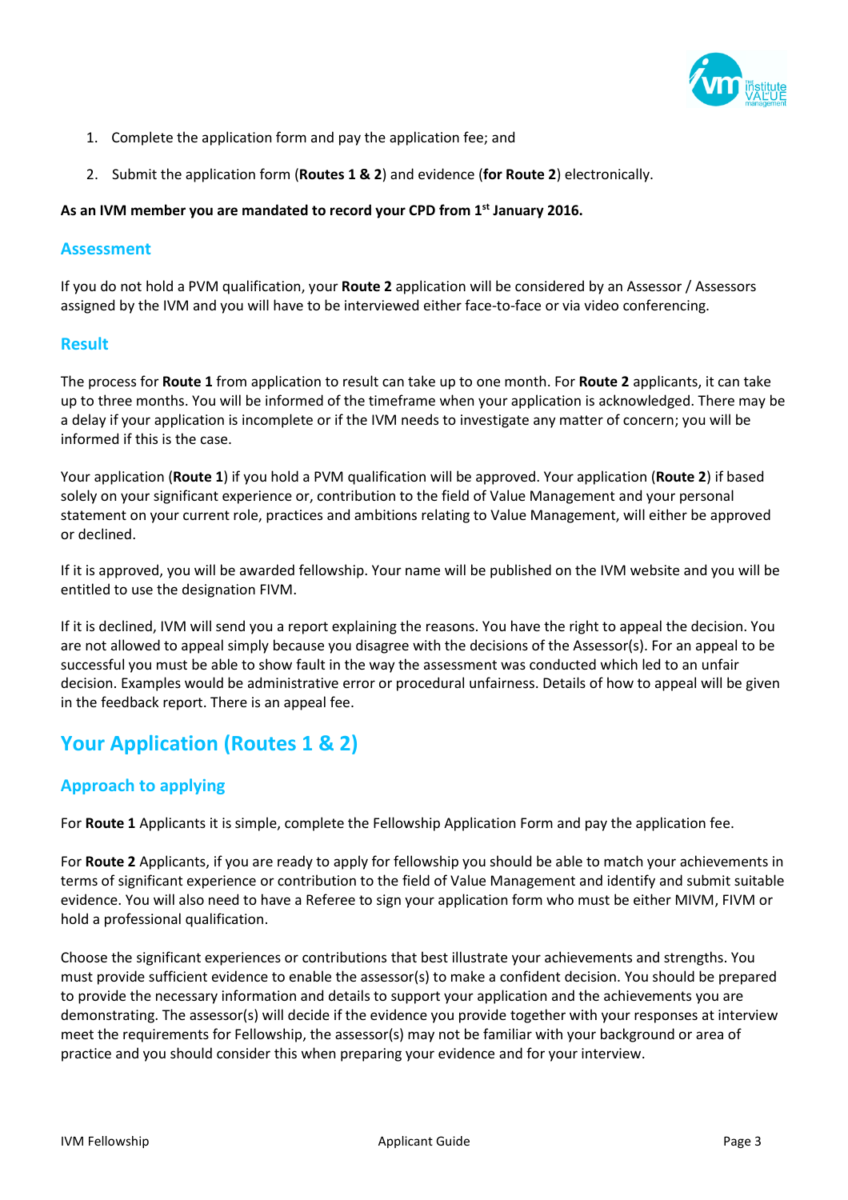1. Complete the application form and pay the application fee; and
2. Submit the application form (**Routes 1 & 2**) and evidence (**for Route 2**) electronically.

**As an IVM member you are mandated to record your CPD from 1st January 2016.**

### Assessment

If you do not hold a PVM qualification, your **Route 2** application will be considered by an Assessor / Assessors assigned by the IVM and you will have to be interviewed either face-to-face or via video conferencing.

### Result

The process for **Route 1** from application to result can take up to one month. For **Route 2** applicants, it can take up to three months. You will be informed of the timeframe when your application is acknowledged. There may be a delay if your application is incomplete or if the IVM needs to investigate any matter of concern; you will be informed if this is the case.

Your application (**Route 1**) if you hold a PVM qualification will be approved. Your application (**Route 2**) if based solely on your significant experience or, contribution to the field of Value Management and your personal statement on your current role, practices and ambitions relating to Value Management, will either be approved or declined.

If it is approved, you will be awarded fellowship. Your name will be published on the IVM website and you will be entitled to use the designation FIVM.

If it is declined, IVM will send you a report explaining the reasons. You have the right to appeal the decision. You are not allowed to appeal simply because you disagree with the decisions of the Assessor(s). For an appeal to be successful you must be able to show fault in the way the assessment was conducted which led to an unfair decision. Examples would be administrative error or procedural unfairness. Details of how to appeal will be given in the feedback report. There is an appeal fee.

## Your Application (Routes 1 & 2)

### Approach to applying

For **Route 1** Applicants it is simple, complete the Fellowship Application Form and pay the application fee.

For **Route 2** Applicants, if you are ready to apply for fellowship you should be able to match your achievements in terms of significant experience or contribution to the field of Value Management and identify and submit suitable evidence. You will also need to have a Referee to sign your application form who must be either MIVM, FIVM or hold a professional qualification.

Choose the significant experiences or contributions that best illustrate your achievements and strengths. You must provide sufficient evidence to enable the assessor(s) to make a confident decision. You should be prepared to provide the necessary information and details to support your application and the achievements you are demonstrating. The assessor(s) will decide if the evidence you provide together with your responses at interview meet the requirements for Fellowship, the assessor(s) may not be familiar with your background or area of practice and you should consider this when preparing your evidence and for your interview.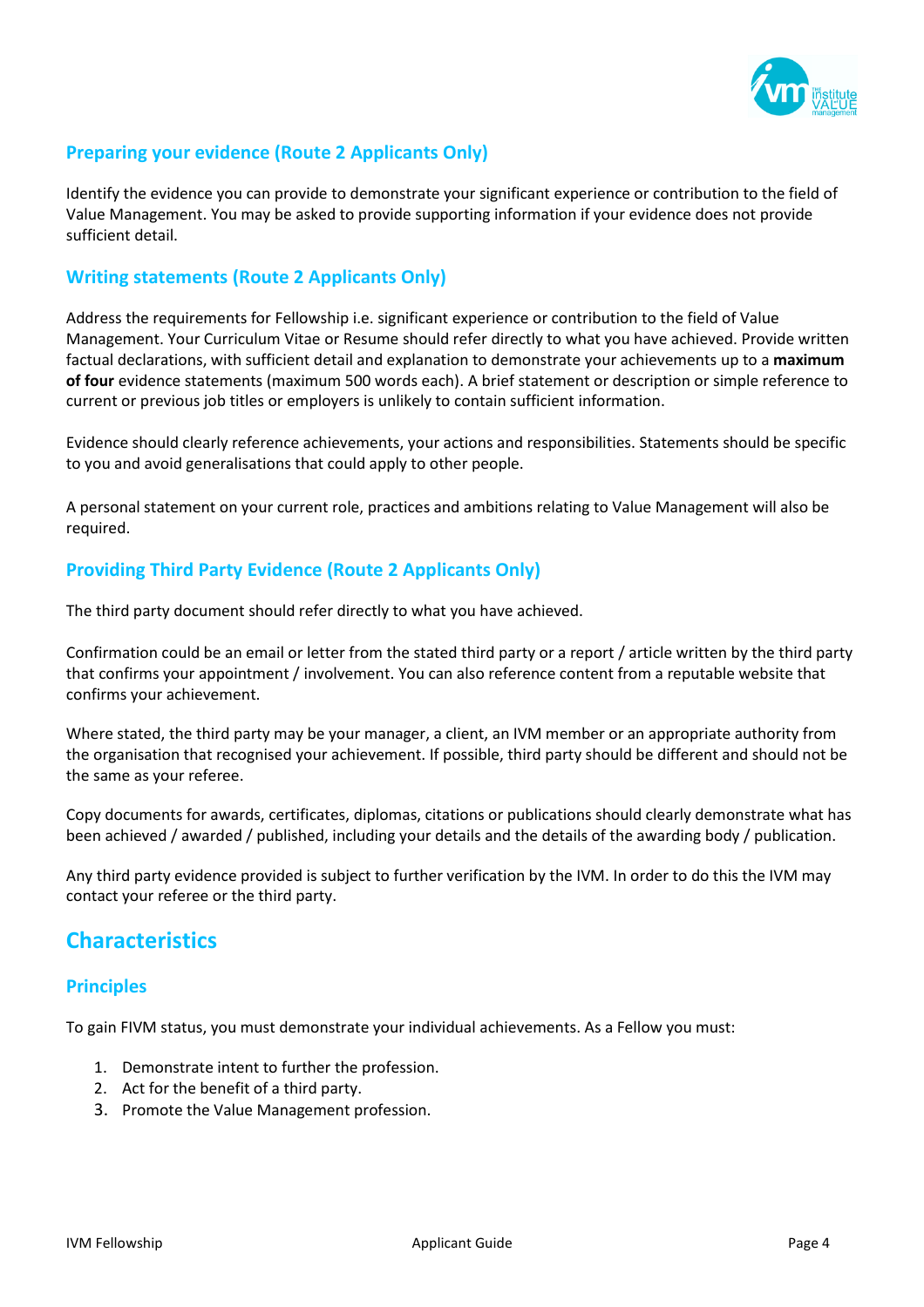## Preparing your evidence (Route 2 Applicants Only)

Identify the evidence you can provide to demonstrate your significant experience or contribution to the field of Value Management. You may be asked to provide supporting information if your evidence does not provide sufficient detail.

## Writing statements (Route 2 Applicants Only)

Address the requirements for Fellowship i.e. significant experience or contribution to the field of Value Management. Your Curriculum Vitae or Resume should refer directly to what you have achieved. Provide written factual declarations, with sufficient detail and explanation to demonstrate your achievements up to a **maximum of four** evidence statements (maximum 500 words each). A brief statement or description or simple reference to current or previous job titles or employers is unlikely to contain sufficient information.

Evidence should clearly reference achievements, your actions and responsibilities. Statements should be specific to you and avoid generalisations that could apply to other people.

A personal statement on your current role, practices and ambitions relating to Value Management will also be required.

## Providing Third Party Evidence (Route 2 Applicants Only)

The third party document should refer directly to what you have achieved.

Confirmation could be an email or letter from the stated third party or a report / article written by the third party that confirms your appointment / involvement. You can also reference content from a reputable website that confirms your achievement.

Where stated, the third party may be your manager, a client, an IVM member or an appropriate authority from the organisation that recognised your achievement. If possible, third party should be different and should not be the same as your referee.

Copy documents for awards, certificates, diplomas, citations or publications should clearly demonstrate what has been achieved / awarded / published, including your details and the details of the awarding body / publication.

Any third party evidence provided is subject to further verification by the IVM. In order to do this the IVM may contact your referee or the third party.

# Characteristics

## Principles

To gain FIVM status, you must demonstrate your individual achievements. As a Fellow you must:

1. Demonstrate intent to further the profession.
2. Act for the benefit of a third party.
3. Promote the Value Management profession.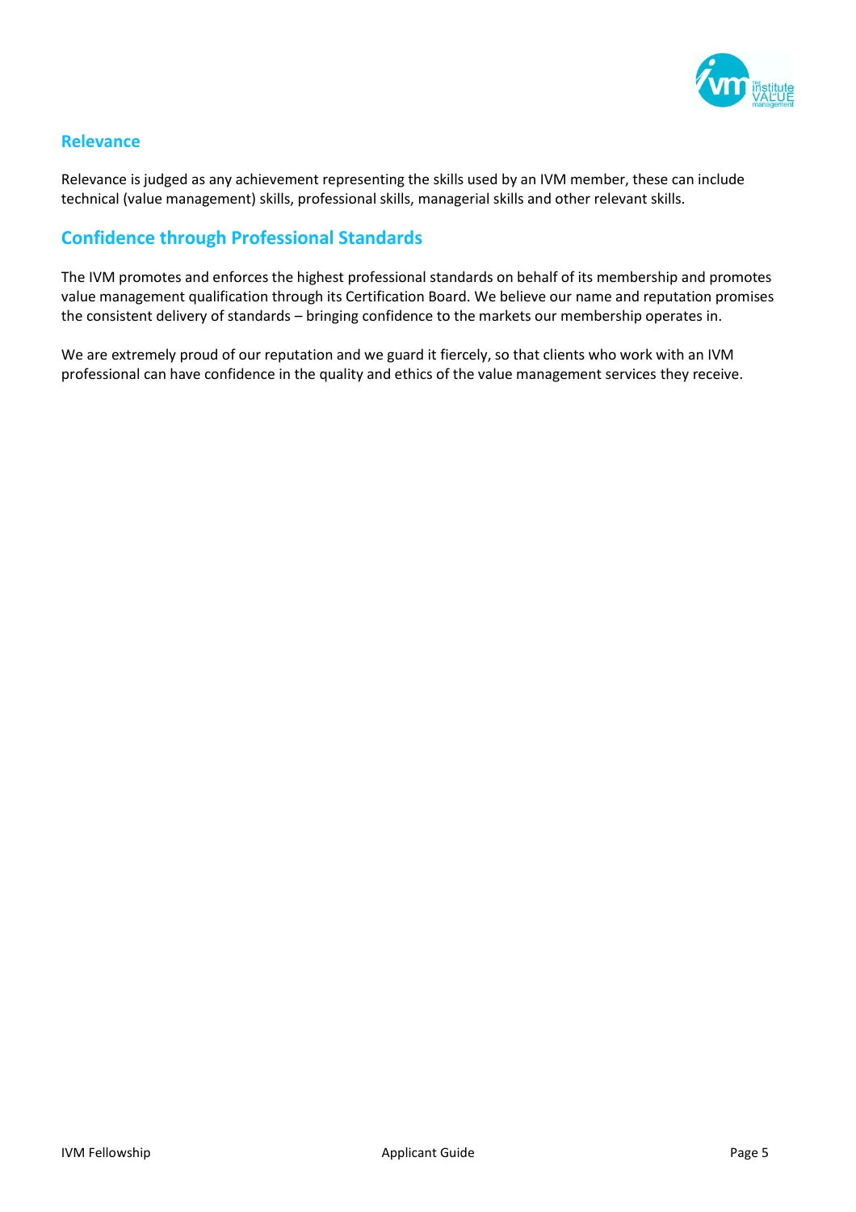## Relevance

Relevance is judged as any achievement representing the skills used by an IVM member, these can include technical (value management) skills, professional skills, managerial skills and other relevant skills.

## Confidence through Professional Standards

The IVM promotes and enforces the highest professional standards on behalf of its membership and promotes value management qualification through its Certification Board. We believe our name and reputation promises the consistent delivery of standards – bringing confidence to the markets our membership operates in.

We are extremely proud of our reputation and we guard it fiercely, so that clients who work with an IVM professional can have confidence in the quality and ethics of the value management services they receive.